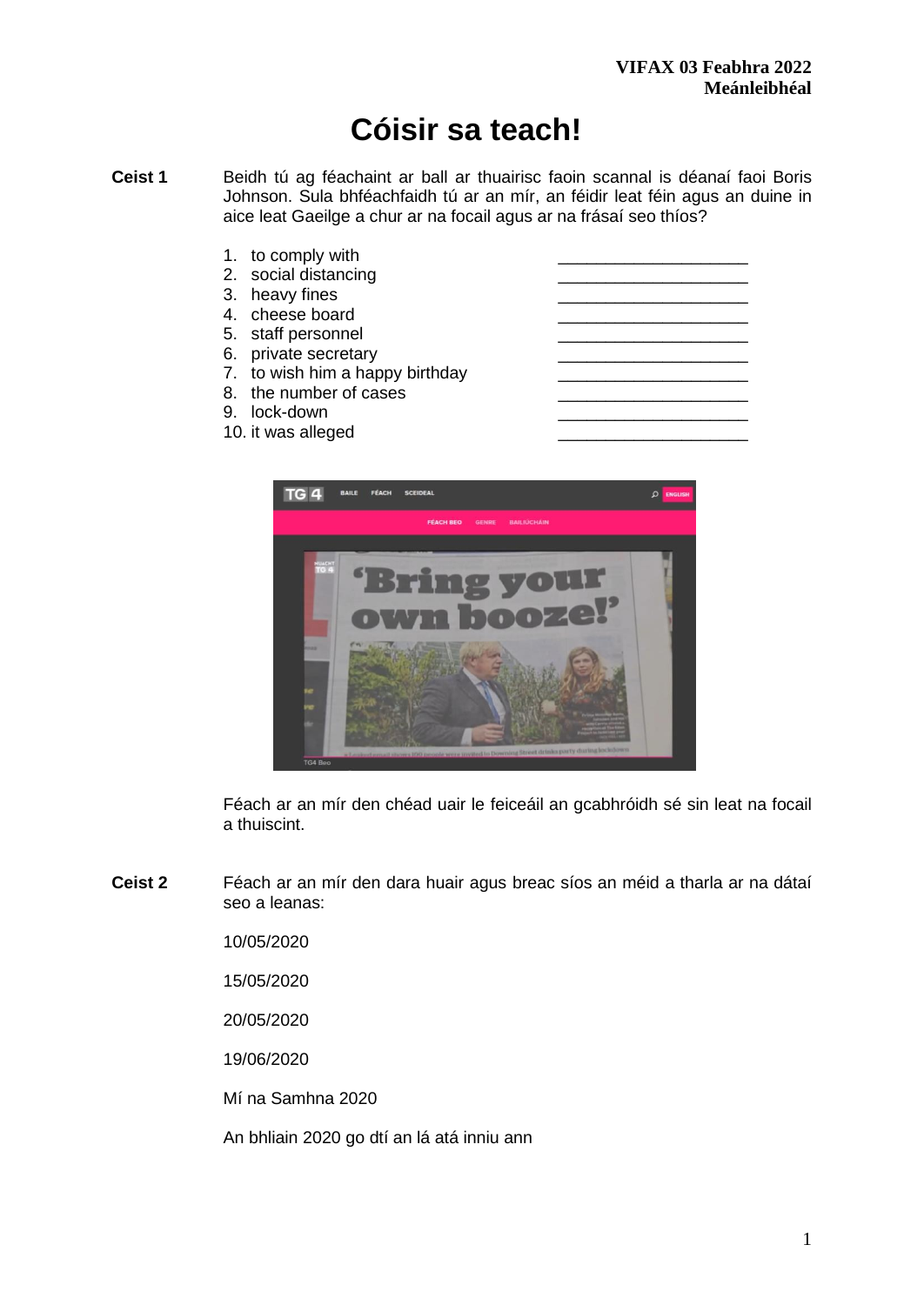**VIFAX 03 Feabhra 2022**
**Meánleibhéal**

# Cóisir sa teach!

**Ceist 1** Beidh tú ag féachaint ar ball ar thuairisc faoin scannal is déanaí faoi Boris Johnson. Sula bhféachfaidh tú ar an mír, an féidir leat féin agus an duine in aice leat Gaeilge a chur ar na focail agus ar na frásaí seo thíos?

1. to comply with ____________________
2. social distancing ____________________
3. heavy fines ____________________
4. cheese board ____________________
5. staff personnel ____________________
6. private secretary ____________________
7. to wish him a happy birthday ____________________
8. the number of cases ____________________
9. lock-down ____________________
10. it was alleged ____________________

Féach ar an mír den chéad uair le feiceáil an gcabhróidh sé sin leat na focail a thuiscint.

**Ceist 2** Féach ar an mír den dara huair agus breac síos an méid a tharla ar na dátaí seo a leanas:

10/05/2020

15/05/2020

20/05/2020

19/06/2020

Mí na Samhna 2020

An bhliain 2020 go dtí an lá atá inniu ann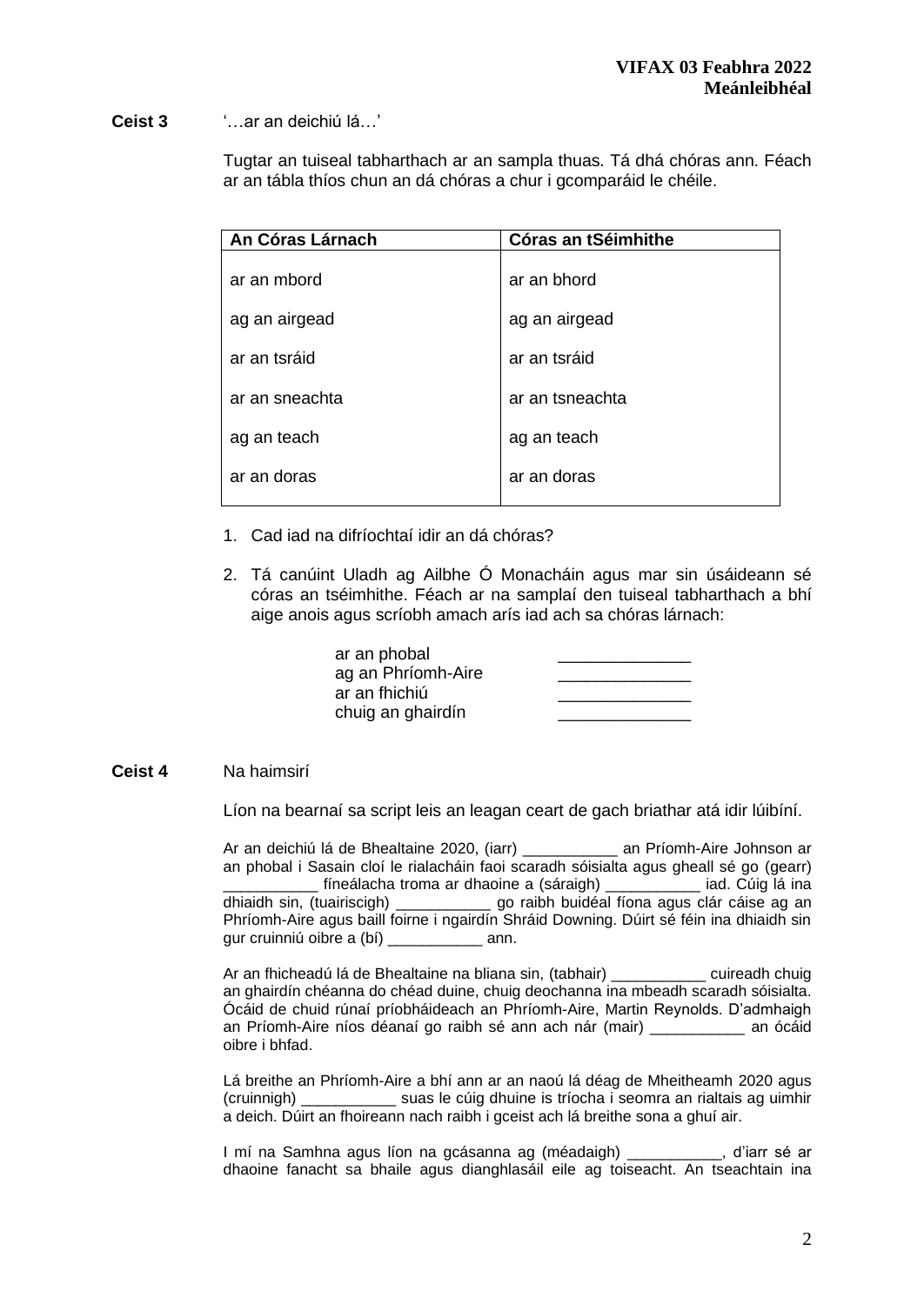**Ceist 3** '…ar an deichiú lá…'

Tugtar an tuiseal tabharthach ar an sampla thuas. Tá dhá chóras ann. Féach ar an tábla thíos chun an dá chóras a chur i gcomparáid le chéile.

| An Córas Lárnach | Córas an tSéimhithe |
|---|---|
| ar an mbord | ar an bhord |
| ag an airgead | ag an airgead |
| ar an tsráid | ar an tsráid |
| ar an sneachta | ar an tsneachta |
| ag an teach | ag an teach |
| ar an doras | ar an doras |

1. Cad iad na difríochtaí idir an dá chóras?

2. Tá canúint Uladh ag Ailbhe Ó Monacháin agus mar sin úsáideann sé córas an tséimhithe. Féach ar na samplaí den tuiseal tabharthach a bhí aige anois agus scríobh amach arís iad ach sa chóras lárnach:

ar an phobal ______________
ag an Phríomh-Aire ______________
ar an fhichiú ______________
chuig an ghairdín ______________

**Ceist 4** Na haimsirí

Líon na bearnaí sa script leis an leagan ceart de gach briathar atá idir lúibíní.

Ar an deichiú lá de Bhealtaine 2020, (iarr) ___________ an Príomh-Aire Johnson ar an phobal i Sasain cloí le rialacháin faoi scaradh sóisialta agus gheall sé go (gearr) ___________ fíneálacha troma ar dhaoine a (sáraigh) ___________ iad. Cúig lá ina dhiaidh sin, (tuairiscigh) ___________ go raibh buidéal fíona agus clár cáise ag an Phríomh-Aire agus baill foirne i ngairdín Shráid Downing. Dúirt sé féin ina dhiaidh sin gur cruinniú oibre a (bí) ___________ ann.

Ar an fhicheadú lá de Bhealtaine na bliana sin, (tabhair) ___________ cuireadh chuig an ghairdín chéanna do chéad duine, chuig deochanna ina mbeadh scaradh sóisialta. Ócáid de chuid rúnaí príobháideach an Phríomh-Aire, Martin Reynolds. D'admhaigh an Príomh-Aire níos déanaí go raibh sé ann ach nár (mair) ___________ an ócáid oibre i bhfad.

Lá breithe an Phríomh-Aire a bhí ann ar an naoú lá déag de Mheitheamh 2020 agus (cruinnigh) ___________ suas le cúig dhuine is tríocha i seomra an rialtais ag uimhir a deich. Dúirt an fhoireann nach raibh i gceist ach lá breithe sona a ghuí air.

I mí na Samhna agus líon na gcásanna ag (méadaigh) ___________, d'iarr sé ar dhaoine fanacht sa bhaile agus dianghlasáil eile ag toiseacht. An tseachtain ina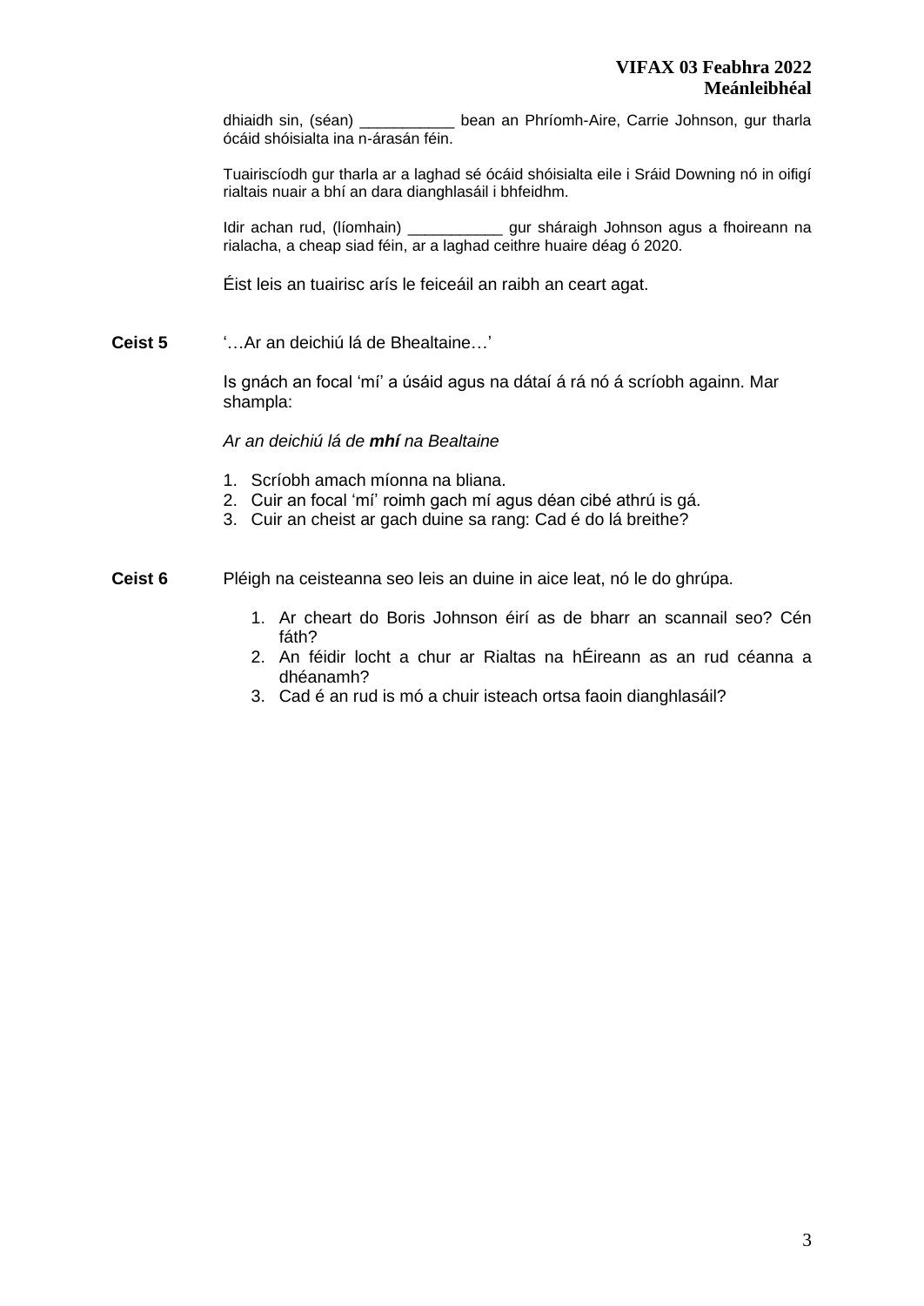dhiaidh sin, (séan) ___________ bean an Phríomh-Aire, Carrie Johnson, gur tharla ócáid shóisialta ina n-árasán féin.

Tuairiscíodh gur tharla ar a laghad sé ócáid shóisialta eile i Sráid Downing nó in oifigí rialtais nuair a bhí an dara dianghlasáil i bhfeidhm.

Idir achan rud, (líomhain) ___________ gur sháraigh Johnson agus a fhoireann na rialacha, a cheap siad féin, ar a laghad ceithre huaire déag ó 2020.

Éist leis an tuairisc arís le feiceáil an raibh an ceart agat.

**Ceist 5** '…Ar an deichiú lá de Bhealtaine…'

Is gnách an focal 'mí' a úsáid agus na dátaí á rá nó á scríobh againn. Mar shampla:

*Ar an deichiú lá de **mhí** na Bealtaine*

1. Scríobh amach míonna na bliana.
2. Cuir an focal 'mí' roimh gach mí agus déan cibé athrú is gá.
3. Cuir an cheist ar gach duine sa rang: Cad é do lá breithe?

**Ceist 6** Pléigh na ceisteanna seo leis an duine in aice leat, nó le do ghrúpa.

1. Ar cheart do Boris Johnson éirí as de bharr an scannail seo? Cén fáth?
2. An féidir locht a chur ar Rialtas na hÉireann as an rud céanna a dhéanamh?
3. Cad é an rud is mó a chuir isteach ortsa faoin dianghlasáil?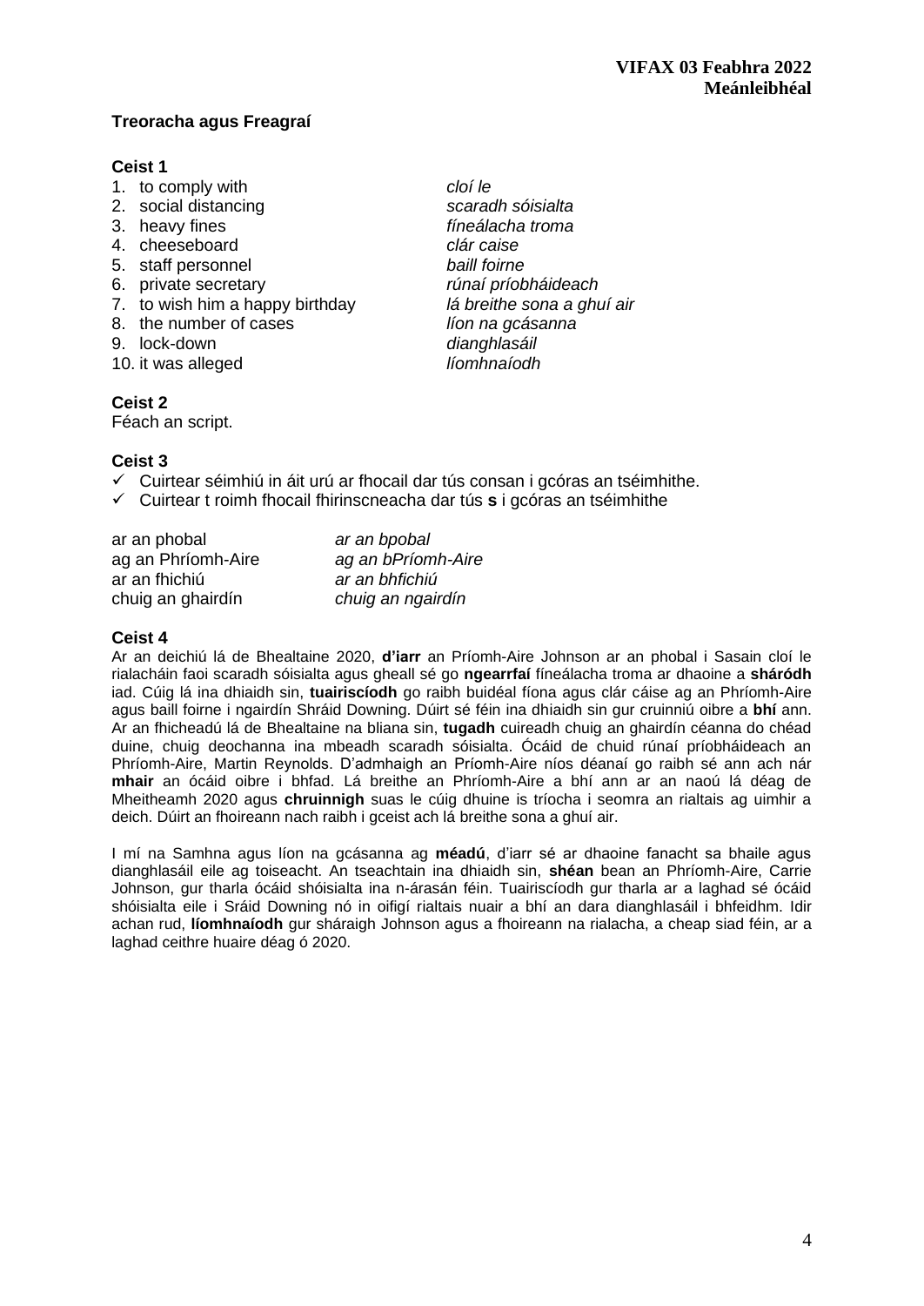**Treoracha agus Freagraí**

**Ceist 1**

| | |
|---|---|
| 1. to comply with | *cloí le* |
| 2. social distancing | *scaradh sóisialta* |
| 3. heavy fines | *fíneálacha troma* |
| 4. cheeseboard | *clár caise* |
| 5. staff personnel | *baill foirne* |
| 6. private secretary | *rúnaí príobháideach* |
| 7. to wish him a happy birthday | *lá breithe sona a ghuí air* |
| 8. the number of cases | *líon na gcásanna* |
| 9. lock-down | *dianghlasáil* |
| 10. it was alleged | *líomhnaíodh* |

**Ceist 2**

Féach an script.

**Ceist 3**

- ✓ Cuirtear séimhiú in áit urú ar fhocail dar tús consan i gcóras an tséimhithe.
- ✓ Cuirtear t roimh fhocail fhirinscneacha dar tús **s** i gcóras an tséimhithe

| | |
|---|---|
| ar an phobal | *ar an bpobal* |
| ag an Phríomh-Aire | *ag an bPríomh-Aire* |
| ar an fhichiú | *ar an bhfichiú* |
| chuig an ghairdín | *chuig an ngairdín* |

**Ceist 4**

Ar an deichiú lá de Bhealtaine 2020, **d'iarr** an Príomh-Aire Johnson ar an phobal i Sasain cloí le rialacháin faoi scaradh sóisialta agus gheall sé go **ngearrfaí** fíneálacha troma ar dhaoine a **sháródh** iad. Cúig lá ina dhiaidh sin, **tuairiscíodh** go raibh buidéal fíona agus clár cáise ag an Phríomh-Aire agus baill foirne i ngairdín Shráid Downing. Dúirt sé féin ina dhiaidh sin gur cruinniú oibre a **bhí** ann. Ar an fhicheadú lá de Bhealtaine na bliana sin, **tugadh** cuireadh chuig an ghairdín céanna do chéad duine, chuig deochanna ina mbeadh scaradh sóisialta. Ócáid de chuid rúnaí príobháideach an Phríomh-Aire, Martin Reynolds. D'admhaigh an Príomh-Aire níos déanaí go raibh sé ann ach nár **mhair** an ócáid oibre i bhfad. Lá breithe an Phríomh-Aire a bhí ann ar an naoú lá déag de Mheitheamh 2020 agus **chruinnigh** suas le cúig dhuine is tríocha i seomra an rialtais ag uimhir a deich. Dúirt an fhoireann nach raibh i gceist ach lá breithe sona a ghuí air.

I mí na Samhna agus líon na gcásanna ag **méadú**, d'iarr sé ar dhaoine fanacht sa bhaile agus dianghlasáil eile ag toiseacht. An tseachtain ina dhiaidh sin, **shéan** bean an Phríomh-Aire, Carrie Johnson, gur tharla ócáid shóisialta ina n-árasán féin. Tuairiscíodh gur tharla ar a laghad sé ócáid shóisialta eile i Sráid Downing nó in oifigí rialtais nuair a bhí an dara dianghlasáil i bhfeidhm. Idir achan rud, **líomhnaíodh** gur sháraigh Johnson agus a fhoireann na rialacha, a cheap siad féin, ar a laghad ceithre huaire déag ó 2020.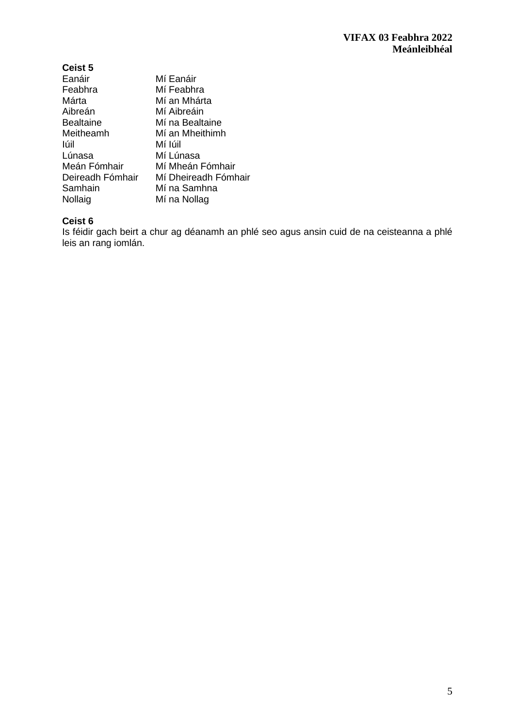**Ceist 5**

| | |
|---|---|
| Eanáir | Mí Eanáir |
| Feabhra | Mí Feabhra |
| Márta | Mí an Mhárta |
| Aibreán | Mí Aibreáin |
| Bealtaine | Mí na Bealtaine |
| Meitheamh | Mí an Mheithimh |
| Iúil | Mí Iúil |
| Lúnasa | Mí Lúnasa |
| Meán Fómhair | Mí Mheán Fómhair |
| Deireadh Fómhair | Mí Dheireadh Fómhair |
| Samhain | Mí na Samhna |
| Nollaig | Mí na Nollag |

**Ceist 6**

Is féidir gach beirt a chur ag déanamh an phlé seo agus ansin cuid de na ceisteanna a phlé leis an rang iomlán.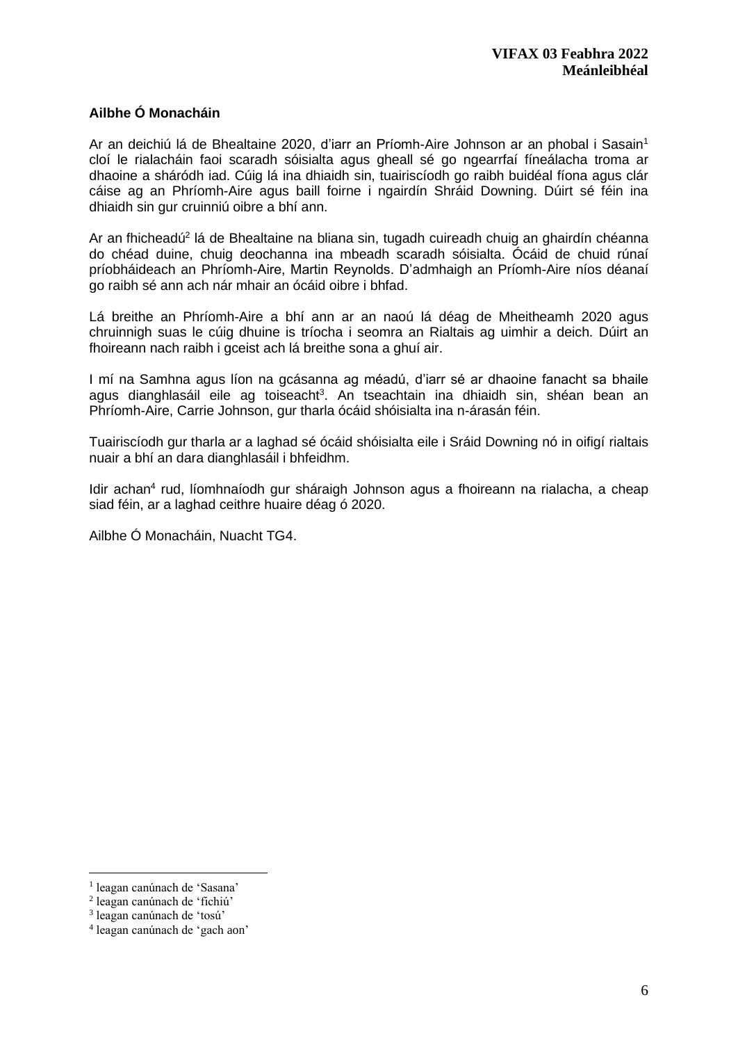**Ailbhe Ó Monacháin**

Ar an deichiú lá de Bhealtaine 2020, d'iarr an Príomh-Aire Johnson ar an phobal i Sasain[1] cloí le rialacháin faoi scaradh sóisialta agus gheall sé go ngearrfaí fíneálacha troma ar dhaoine a sháródh iad. Cúig lá ina dhiaidh sin, tuairiscíodh go raibh buidéal fíona agus clár cáise ag an Phríomh-Aire agus baill foirne i ngairdín Shráid Downing. Dúirt sé féin ina dhiaidh sin gur cruinniú oibre a bhí ann.

Ar an fhicheadú[2] lá de Bhealtaine na bliana sin, tugadh cuireadh chuig an ghairdín chéanna do chéad duine, chuig deochanna ina mbeadh scaradh sóisialta. Ócáid de chuid rúnaí príobháideach an Phríomh-Aire, Martin Reynolds. D'admhaigh an Príomh-Aire níos déanaí go raibh sé ann ach nár mhair an ócáid oibre i bhfad.

Lá breithe an Phríomh-Aire a bhí ann ar an naoú lá déag de Mheitheamh 2020 agus chruinnigh suas le cúig dhuine is tríocha i seomra an Rialtais ag uimhir a deich. Dúirt an fhoireann nach raibh i gceist ach lá breithe sona a ghuí air.

I mí na Samhna agus líon na gcásanna ag méadú, d'iarr sé ar dhaoine fanacht sa bhaile agus dianghlasáil eile ag toiseacht[3]. An tseachtain ina dhiaidh sin, shéan bean an Phríomh-Aire, Carrie Johnson, gur tharla ócáid shóisialta ina n-árasán féin.

Tuairiscíodh gur tharla ar a laghad sé ócáid shóisialta eile i Sráid Downing nó in oifigí rialtais nuair a bhí an dara dianghlasáil i bhfeidhm.

Idir achan[4] rud, líomhnaíodh gur sháraigh Johnson agus a fhoireann na rialacha, a cheap siad féin, ar a laghad ceithre huaire déag ó 2020.

Ailbhe Ó Monacháin, Nuacht TG4.

---

[1] leagan canúnach de 'Sasana'
[2] leagan canúnach de 'fichiú'
[3] leagan canúnach de 'tosú'
[4] leagan canúnach de 'gach aon'